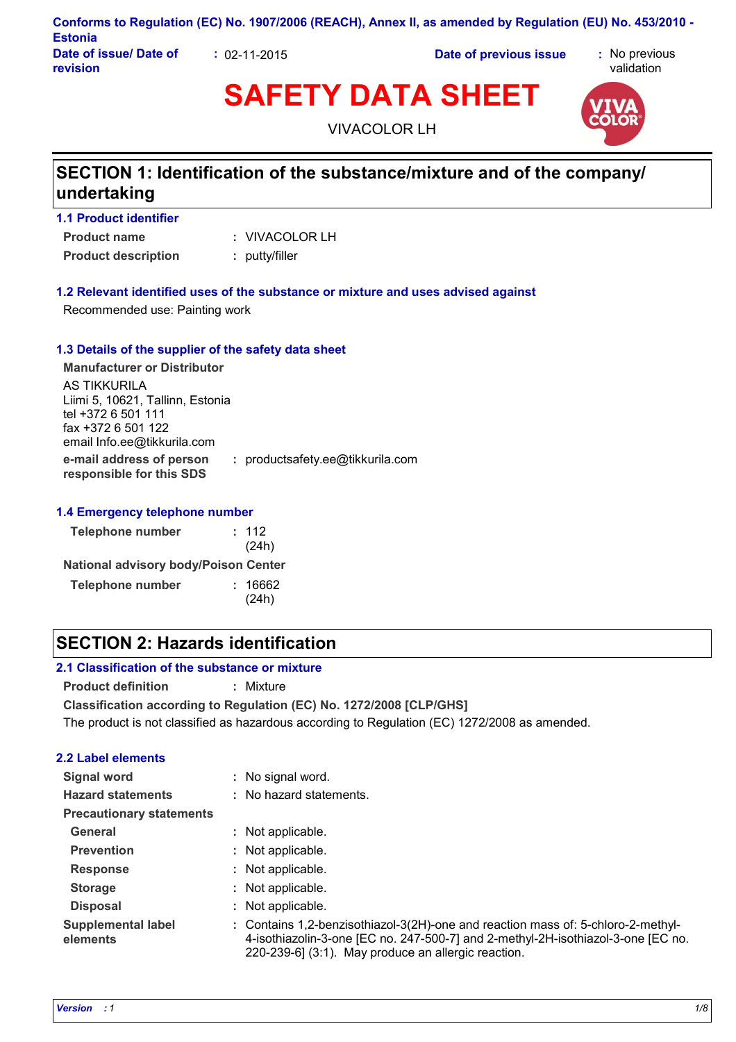Conforms to Regulation (EC) No. 1907/2006 (REACH), Annex II, as amended by Regulation (EU) No. 453/2010 - Estonia

**Date of issue/ Date of revision** : 02-11-2015 **Date of previous issue** : No previous validation

# SAFETY DATA SHEET

VIVACOLOR LH

## SECTION 1: Identification of the substance/mixture and of the company/undertaking

### 1.1 Product identifier

**Product name** : VIVACOLOR LH

**Product description** : putty/filler

### 1.2 Relevant identified uses of the substance or mixture and uses advised against

Recommended use: Painting work

### 1.3 Details of the supplier of the safety data sheet

**Manufacturer or Distributor**

AS TIKKURILA
Liimi 5, 10621, Tallinn, Estonia
tel +372 6 501 111
fax +372 6 501 122
email Info.ee@tikkurila.com

**e-mail address of person responsible for this SDS** : productsafety.ee@tikkurila.com

### 1.4 Emergency telephone number

**Telephone number** : 112 (24h)

**National advisory body/Poison Center**

**Telephone number** : 16662 (24h)

## SECTION 2: Hazards identification

### 2.1 Classification of the substance or mixture

**Product definition** : Mixture

**Classification according to Regulation (EC) No. 1272/2008 [CLP/GHS]**

The product is not classified as hazardous according to Regulation (EC) 1272/2008 as amended.

### 2.2 Label elements

**Signal word** : No signal word.

**Hazard statements** : No hazard statements.

**Precautionary statements**

**General** : Not applicable.

**Prevention** : Not applicable.

**Response** : Not applicable.

**Storage** : Not applicable.

**Disposal** : Not applicable.

**Supplemental label elements** : Contains 1,2-benzisothiazol-3(2H)-one and reaction mass of: 5-chloro-2-methyl-4-isothiazolin-3-one [EC no. 247-500-7] and 2-methyl-2H-isothiazol-3-one [EC no. 220-239-6] (3:1). May produce an allergic reaction.

*Version : 1*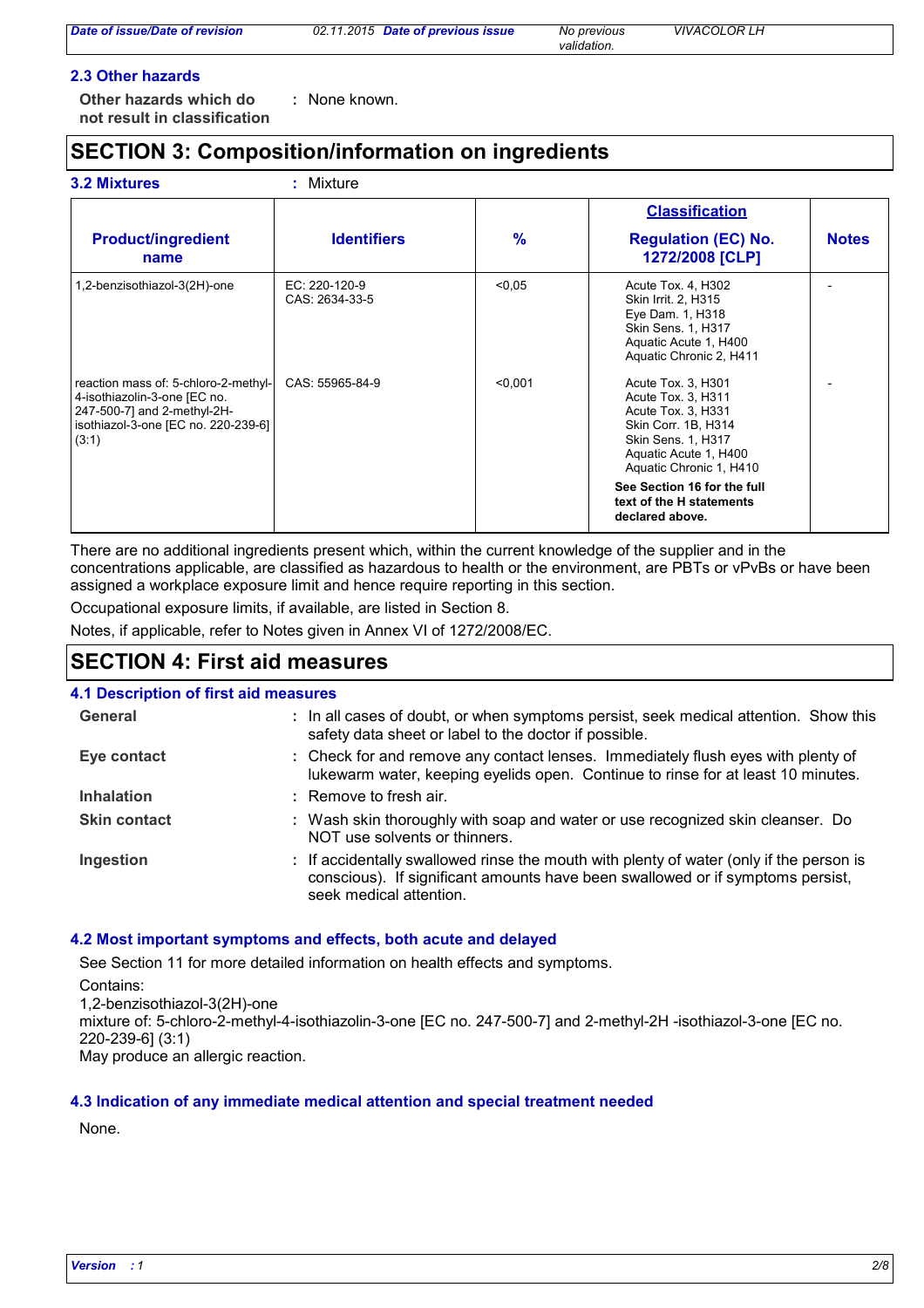### 2.3 Other hazards

**Other hazards which do not result in classification** : None known.

## SECTION 3: Composition/information on ingredients

**3.2 Mixtures** : Mixture

| Product/ingredient name | Identifiers | % | Classification<br>Regulation (EC) No. 1272/2008 [CLP] | Notes |
|---|---|---|---|---|
| 1,2-benzisothiazol-3(2H)-one | EC: 220-120-9<br>CAS: 2634-33-5 | <0,05 | Acute Tox. 4, H302<br>Skin Irrit. 2, H315<br>Eye Dam. 1, H318<br>Skin Sens. 1, H317<br>Aquatic Acute 1, H400<br>Aquatic Chronic 2, H411 | - |
| reaction mass of: 5-chloro-2-methyl-4-isothiazolin-3-one [EC no. 247-500-7] and 2-methyl-2H-isothiazol-3-one [EC no. 220-239-6] (3:1) | CAS: 55965-84-9 | <0,001 | Acute Tox. 3, H301<br>Acute Tox. 3, H311<br>Acute Tox. 3, H331<br>Skin Corr. 1B, H314<br>Skin Sens. 1, H317<br>Aquatic Acute 1, H400<br>Aquatic Chronic 1, H410<br>**See Section 16 for the full text of the H statements declared above.** | - |

There are no additional ingredients present which, within the current knowledge of the supplier and in the concentrations applicable, are classified as hazardous to health or the environment, are PBTs or vPvBs or have been assigned a workplace exposure limit and hence require reporting in this section.

Occupational exposure limits, if available, are listed in Section 8.

Notes, if applicable, refer to Notes given in Annex VI of 1272/2008/EC.

## SECTION 4: First aid measures

### 4.1 Description of first aid measures

**General** : In all cases of doubt, or when symptoms persist, seek medical attention. Show this safety data sheet or label to the doctor if possible.

**Eye contact** : Check for and remove any contact lenses. Immediately flush eyes with plenty of lukewarm water, keeping eyelids open. Continue to rinse for at least 10 minutes.

**Inhalation** : Remove to fresh air.

**Skin contact** : Wash skin thoroughly with soap and water or use recognized skin cleanser. Do NOT use solvents or thinners.

**Ingestion** : If accidentally swallowed rinse the mouth with plenty of water (only if the person is conscious). If significant amounts have been swallowed or if symptoms persist, seek medical attention.

### 4.2 Most important symptoms and effects, both acute and delayed

See Section 11 for more detailed information on health effects and symptoms.

Contains:
1,2-benzisothiazol-3(2H)-one
mixture of: 5-chloro-2-methyl-4-isothiazolin-3-one [EC no. 247-500-7] and 2-methyl-2H -isothiazol-3-one [EC no. 220-239-6] (3:1)
May produce an allergic reaction.

### 4.3 Indication of any immediate medical attention and special treatment needed

None.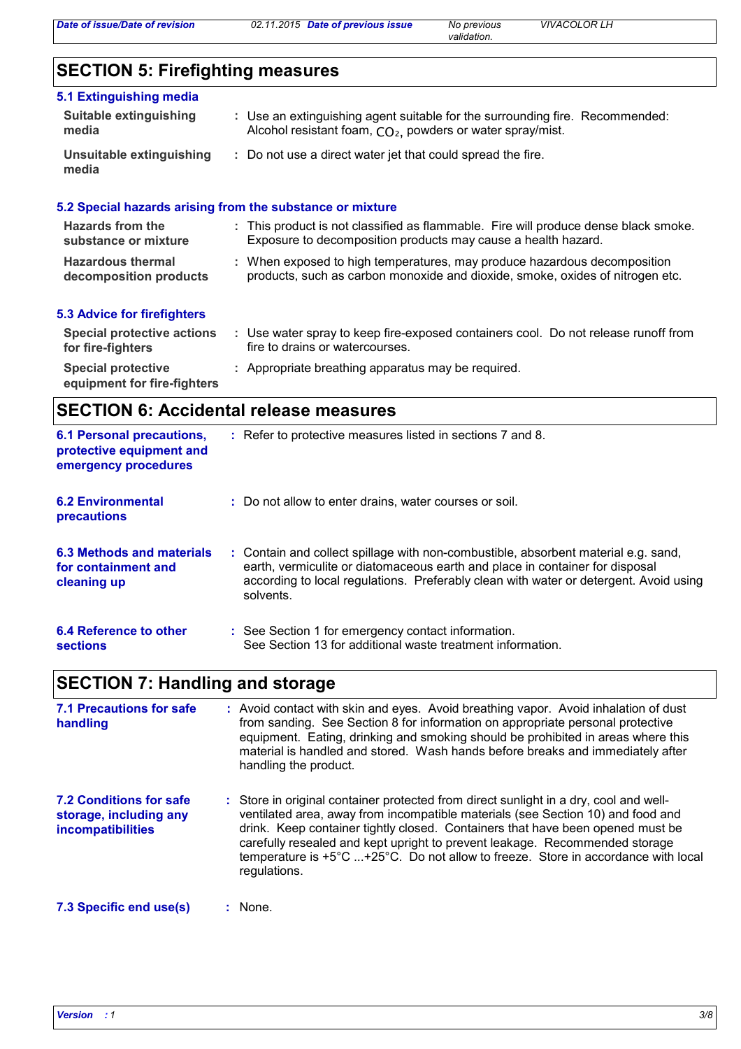## SECTION 5: Firefighting measures

### 5.1 Extinguishing media

**Suitable extinguishing media** : Use an extinguishing agent suitable for the surrounding fire. Recommended: Alcohol resistant foam, $CO_2$, powders or water spray/mist.

**Unsuitable extinguishing media** : Do not use a direct water jet that could spread the fire.

### 5.2 Special hazards arising from the substance or mixture

**Hazards from the substance or mixture** : This product is not classified as flammable. Fire will produce dense black smoke. Exposure to decomposition products may cause a health hazard.

**Hazardous thermal decomposition products** : When exposed to high temperatures, may produce hazardous decomposition products, such as carbon monoxide and dioxide, smoke, oxides of nitrogen etc.

### 5.3 Advice for firefighters

**Special protective actions for fire-fighters** : Use water spray to keep fire-exposed containers cool. Do not release runoff from fire to drains or watercourses.

**Special protective equipment for fire-fighters** : Appropriate breathing apparatus may be required.

## SECTION 6: Accidental release measures

**6.1 Personal precautions, protective equipment and emergency procedures** : Refer to protective measures listed in sections 7 and 8.

**6.2 Environmental precautions** : Do not allow to enter drains, water courses or soil.

**6.3 Methods and materials for containment and cleaning up** : Contain and collect spillage with non-combustible, absorbent material e.g. sand, earth, vermiculite or diatomaceous earth and place in container for disposal according to local regulations. Preferably clean with water or detergent. Avoid using solvents.

**6.4 Reference to other sections** : See Section 1 for emergency contact information.
See Section 13 for additional waste treatment information.

## SECTION 7: Handling and storage

**7.1 Precautions for safe handling** : Avoid contact with skin and eyes. Avoid breathing vapor. Avoid inhalation of dust from sanding. See Section 8 for information on appropriate personal protective equipment. Eating, drinking and smoking should be prohibited in areas where this material is handled and stored. Wash hands before breaks and immediately after handling the product.

**7.2 Conditions for safe storage, including any incompatibilities** : Store in original container protected from direct sunlight in a dry, cool and well-ventilated area, away from incompatible materials (see Section 10) and food and drink. Keep container tightly closed. Containers that have been opened must be carefully resealed and kept upright to prevent leakage. Recommended storage temperature is +5°C ...+25°C. Do not allow to freeze. Store in accordance with local regulations.

**7.3 Specific end use(s)** : None.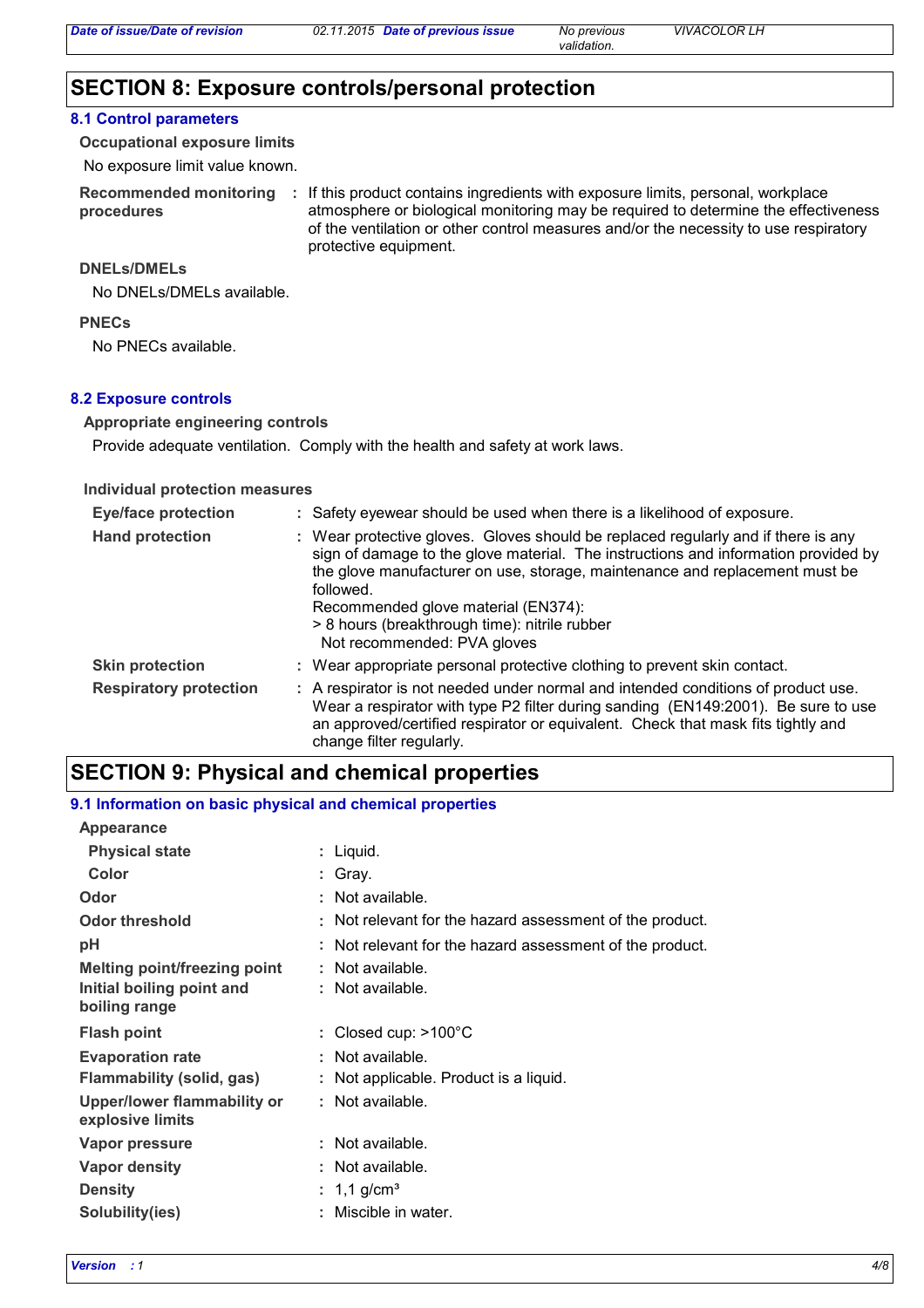## SECTION 8: Exposure controls/personal protection

### 8.1 Control parameters

**Occupational exposure limits**

No exposure limit value known.

**Recommended monitoring procedures** : If this product contains ingredients with exposure limits, personal, workplace atmosphere or biological monitoring may be required to determine the effectiveness of the ventilation or other control measures and/or the necessity to use respiratory protective equipment.

**DNELs/DMELs**

No DNELs/DMELs available.

**PNECs**

No PNECs available.

### 8.2 Exposure controls

**Appropriate engineering controls**

Provide adequate ventilation. Comply with the health and safety at work laws.

**Individual protection measures**

**Eye/face protection** : Safety eyewear should be used when there is a likelihood of exposure.

**Hand protection** : Wear protective gloves. Gloves should be replaced regularly and if there is any sign of damage to the glove material. The instructions and information provided by the glove manufacturer on use, storage, maintenance and replacement must be followed.
Recommended glove material (EN374):
> 8 hours (breakthrough time): nitrile rubber
Not recommended: PVA gloves

**Skin protection** : Wear appropriate personal protective clothing to prevent skin contact.

**Respiratory protection** : A respirator is not needed under normal and intended conditions of product use. Wear a respirator with type P2 filter during sanding (EN149:2001). Be sure to use an approved/certified respirator or equivalent. Check that mask fits tightly and change filter regularly.

## SECTION 9: Physical and chemical properties

### 9.1 Information on basic physical and chemical properties

**Appearance**

| | |
|---|---|
| **Physical state** | : Liquid. |
| **Color** | : Gray. |
| **Odor** | : Not available. |
| **Odor threshold** | : Not relevant for the hazard assessment of the product. |
| **pH** | : Not relevant for the hazard assessment of the product. |
| **Melting point/freezing point** | : Not available. |
| **Initial boiling point and boiling range** | : Not available. |
| **Flash point** | : Closed cup: >100°C |
| **Evaporation rate** | : Not available. |
| **Flammability (solid, gas)** | : Not applicable. Product is a liquid. |
| **Upper/lower flammability or explosive limits** | : Not available. |
| **Vapor pressure** | : Not available. |
| **Vapor density** | : Not available. |
| **Density** | : 1,1 g/cm³ |
| **Solubility(ies)** | : Miscible in water. |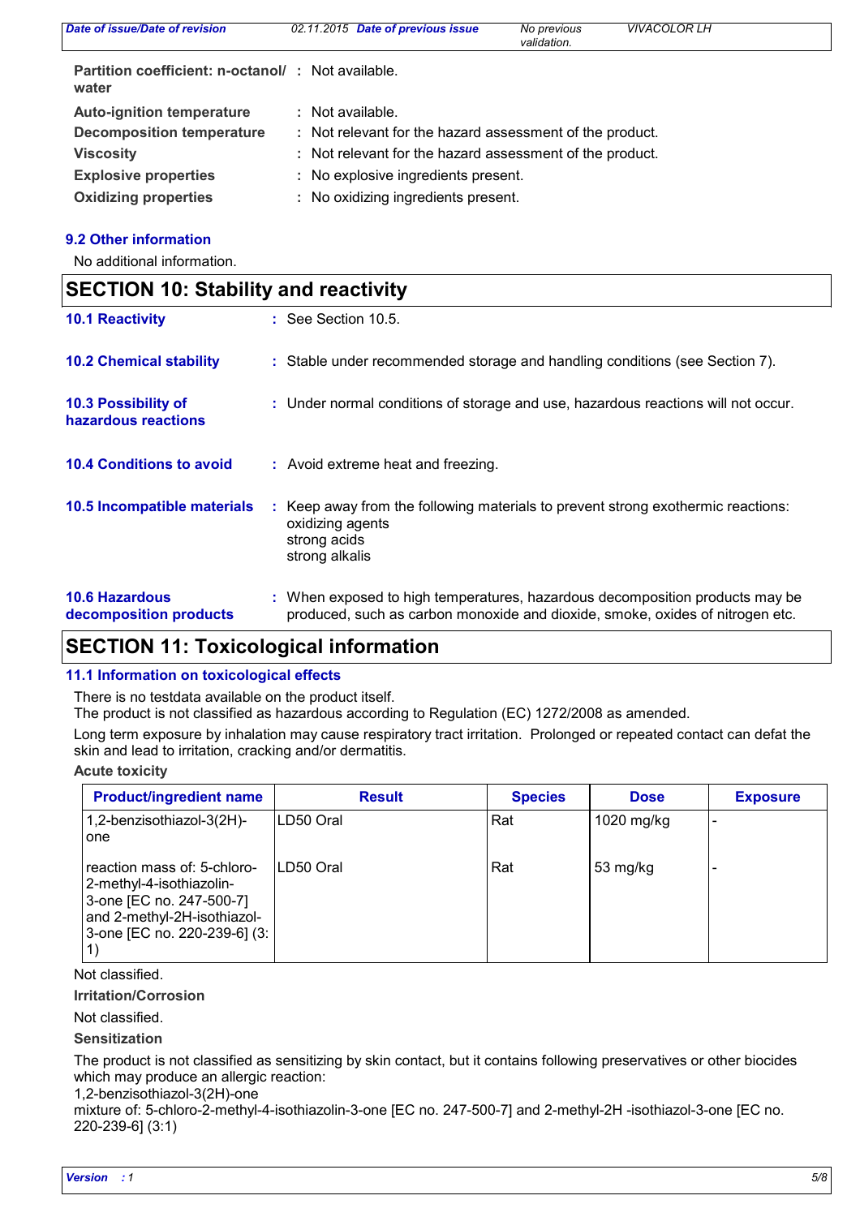**Partition coefficient: n-octanol/ water** : Not available.

**Auto-ignition temperature** : Not available.

**Decomposition temperature** : Not relevant for the hazard assessment of the product.

**Viscosity** : Not relevant for the hazard assessment of the product.

**Explosive properties** : No explosive ingredients present.

**Oxidizing properties** : No oxidizing ingredients present.

### 9.2 Other information

No additional information.

## SECTION 10: Stability and reactivity

**10.1 Reactivity** : See Section 10.5.

**10.2 Chemical stability** : Stable under recommended storage and handling conditions (see Section 7).

**10.3 Possibility of hazardous reactions** : Under normal conditions of storage and use, hazardous reactions will not occur.

**10.4 Conditions to avoid** : Avoid extreme heat and freezing.

**10.5 Incompatible materials** : Keep away from the following materials to prevent strong exothermic reactions:
oxidizing agents
strong acids
strong alkalis

**10.6 Hazardous decomposition products** : When exposed to high temperatures, hazardous decomposition products may be produced, such as carbon monoxide and dioxide, smoke, oxides of nitrogen etc.

## SECTION 11: Toxicological information

### 11.1 Information on toxicological effects

There is no testdata available on the product itself.
The product is not classified as hazardous according to Regulation (EC) 1272/2008 as amended.

Long term exposure by inhalation may cause respiratory tract irritation. Prolonged or repeated contact can defat the skin and lead to irritation, cracking and/or dermatitis.

**Acute toxicity**

| Product/ingredient name | Result | Species | Dose | Exposure |
|---|---|---|---|---|
| 1,2-benzisothiazol-3(2H)-one | LD50 Oral | Rat | 1020 mg/kg | - |
| reaction mass of: 5-chloro-2-methyl-4-isothiazolin-3-one [EC no. 247-500-7] and 2-methyl-2H-isothiazol-3-one [EC no. 220-239-6] (3:1) | LD50 Oral | Rat | 53 mg/kg | - |

Not classified.

**Irritation/Corrosion**

Not classified.

**Sensitization**

The product is not classified as sensitizing by skin contact, but it contains following preservatives or other biocides which may produce an allergic reaction:
1,2-benzisothiazol-3(2H)-one
mixture of: 5-chloro-2-methyl-4-isothiazolin-3-one [EC no. 247-500-7] and 2-methyl-2H -isothiazol-3-one [EC no. 220-239-6] (3:1)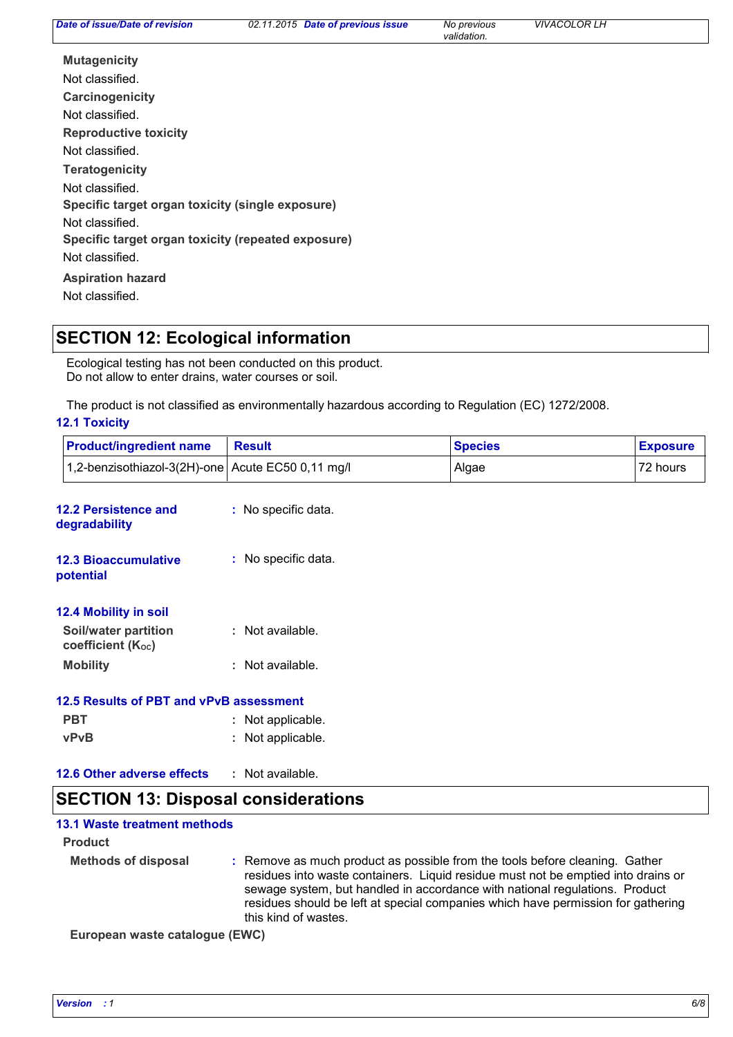**Mutagenicity**

Not classified.

**Carcinogenicity**

Not classified.

**Reproductive toxicity**

Not classified.

**Teratogenicity**

Not classified.

**Specific target organ toxicity (single exposure)**

Not classified.

**Specific target organ toxicity (repeated exposure)**

Not classified.

**Aspiration hazard**

Not classified.

## SECTION 12: Ecological information

Ecological testing has not been conducted on this product.
Do not allow to enter drains, water courses or soil.

The product is not classified as environmentally hazardous according to Regulation (EC) 1272/2008.

### 12.1 Toxicity

| Product/ingredient name | Result | Species | Exposure |
|---|---|---|---|
| 1,2-benzisothiazol-3(2H)-one | Acute EC50 0,11 mg/l | Algae | 72 hours |

**12.2 Persistence and degradability** : No specific data.

**12.3 Bioaccumulative potential** : No specific data.

### 12.4 Mobility in soil

**Soil/water partition coefficient ($K_{OC}$)** : Not available.

**Mobility** : Not available.

### 12.5 Results of PBT and vPvB assessment

**PBT** : Not applicable.

**vPvB** : Not applicable.

**12.6 Other adverse effects** : Not available.

## SECTION 13: Disposal considerations

### 13.1 Waste treatment methods

**Product**

**Methods of disposal** : Remove as much product as possible from the tools before cleaning. Gather residues into waste containers. Liquid residue must not be emptied into drains or sewage system, but handled in accordance with national regulations. Product residues should be left at special companies which have permission for gathering this kind of wastes.

**European waste catalogue (EWC)**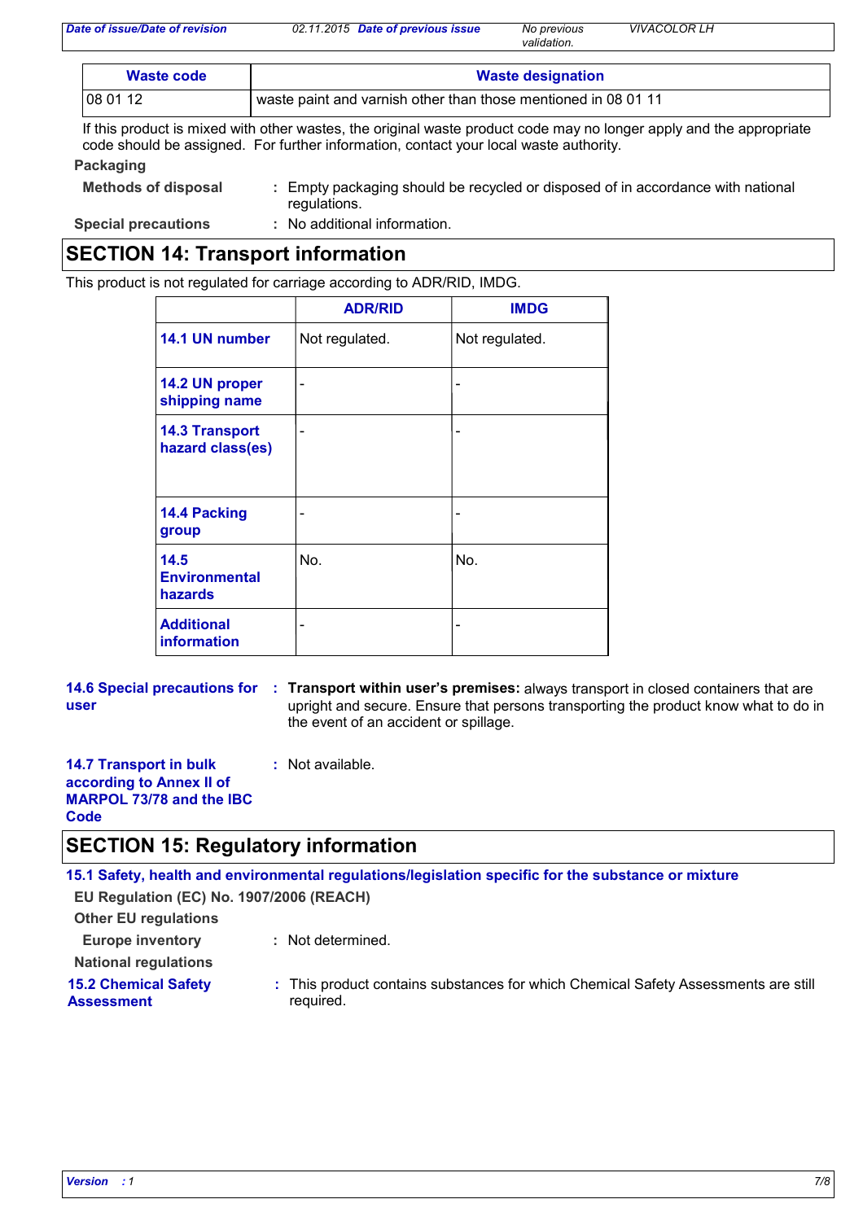| Waste code | Waste designation |
| --- | --- |
| 08 01 12 | waste paint and varnish other than those mentioned in 08 01 11 |

If this product is mixed with other wastes, the original waste product code may no longer apply and the appropriate code should be assigned. For further information, contact your local waste authority.

**Packaging**

**Methods of disposal** : Empty packaging should be recycled or disposed of in accordance with national regulations.

**Special precautions** : No additional information.

## SECTION 14: Transport information

This product is not regulated for carriage according to ADR/RID, IMDG.

| | ADR/RID | IMDG |
| --- | --- | --- |
| **14.1 UN number** | Not regulated. | Not regulated. |
| **14.2 UN proper shipping name** | - | - |
| **14.3 Transport hazard class(es)** | - | - |
| **14.4 Packing group** | - | - |
| **14.5 Environmental hazards** | No. | No. |
| **Additional information** | - | - |

**14.6 Special precautions for user** : **Transport within user's premises:** always transport in closed containers that are upright and secure. Ensure that persons transporting the product know what to do in the event of an accident or spillage.

**14.7 Transport in bulk according to Annex II of MARPOL 73/78 and the IBC Code** : Not available.

## SECTION 15: Regulatory information

### 15.1 Safety, health and environmental regulations/legislation specific for the substance or mixture

**EU Regulation (EC) No. 1907/2006 (REACH)**

**Other EU regulations**

**Europe inventory** : Not determined.

**National regulations**

**15.2 Chemical Safety Assessment** : This product contains substances for which Chemical Safety Assessments are still required.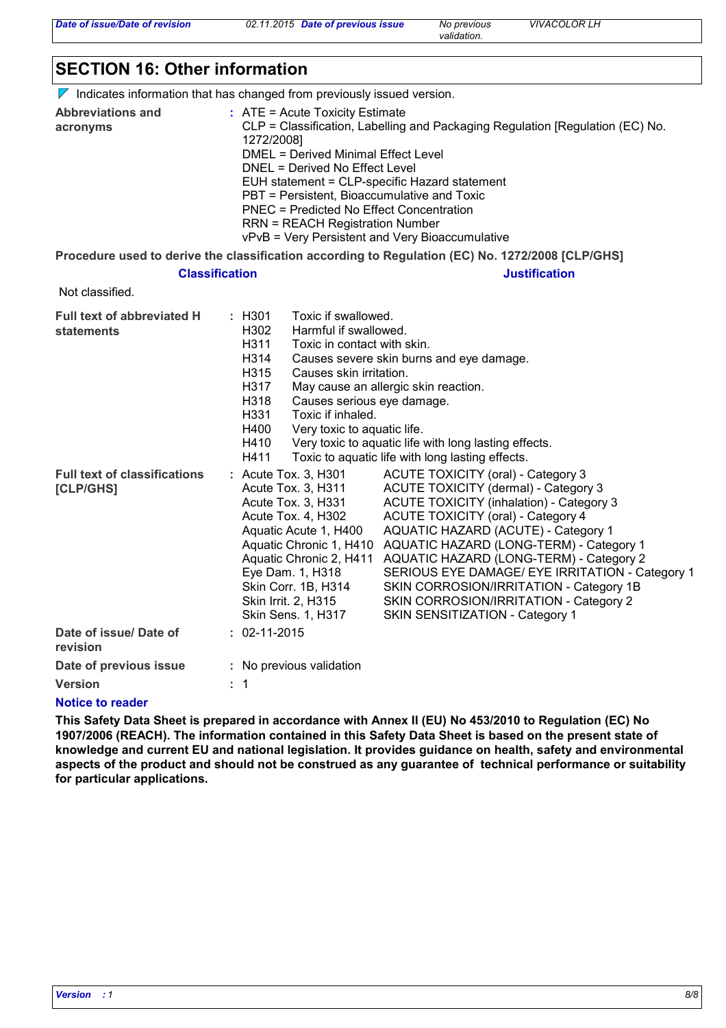## SECTION 16: Other information

Indicates information that has changed from previously issued version.

**Abbreviations and acronyms** : ATE = Acute Toxicity Estimate
CLP = Classification, Labelling and Packaging Regulation [Regulation (EC) No. 1272/2008]
DMEL = Derived Minimal Effect Level
DNEL = Derived No Effect Level
EUH statement = CLP-specific Hazard statement
PBT = Persistent, Bioaccumulative and Toxic
PNEC = Predicted No Effect Concentration
RRN = REACH Registration Number
vPvB = Very Persistent and Very Bioaccumulative

**Procedure used to derive the classification according to Regulation (EC) No. 1272/2008 [CLP/GHS]**

| Classification | Justification |
|---|---|
| Not classified. | |

**Full text of abbreviated H statements** :

| | |
|---|---|
| H301 | Toxic if swallowed. |
| H302 | Harmful if swallowed. |
| H311 | Toxic in contact with skin. |
| H314 | Causes severe skin burns and eye damage. |
| H315 | Causes skin irritation. |
| H317 | May cause an allergic skin reaction. |
| H318 | Causes serious eye damage. |
| H331 | Toxic if inhaled. |
| H400 | Very toxic to aquatic life. |
| H410 | Very toxic to aquatic life with long lasting effects. |
| H411 | Toxic to aquatic life with long lasting effects. |

**Full text of classifications [CLP/GHS]** :

| | |
|---|---|
| Acute Tox. 3, H301 | ACUTE TOXICITY (oral) - Category 3 |
| Acute Tox. 3, H311 | ACUTE TOXICITY (dermal) - Category 3 |
| Acute Tox. 3, H331 | ACUTE TOXICITY (inhalation) - Category 3 |
| Acute Tox. 4, H302 | ACUTE TOXICITY (oral) - Category 4 |
| Aquatic Acute 1, H400 | AQUATIC HAZARD (ACUTE) - Category 1 |
| Aquatic Chronic 1, H410 | AQUATIC HAZARD (LONG-TERM) - Category 1 |
| Aquatic Chronic 2, H411 | AQUATIC HAZARD (LONG-TERM) - Category 2 |
| Eye Dam. 1, H318 | SERIOUS EYE DAMAGE/ EYE IRRITATION - Category 1 |
| Skin Corr. 1B, H314 | SKIN CORROSION/IRRITATION - Category 1B |
| Skin Irrit. 2, H315 | SKIN CORROSION/IRRITATION - Category 2 |
| Skin Sens. 1, H317 | SKIN SENSITIZATION - Category 1 |

**Date of issue/ Date of revision** : 02-11-2015

**Date of previous issue** : No previous validation

**Version** : 1

### Notice to reader

**This Safety Data Sheet is prepared in accordance with Annex II (EU) No 453/2010 to Regulation (EC) No 1907/2006 (REACH). The information contained in this Safety Data Sheet is based on the present state of knowledge and current EU and national legislation. It provides guidance on health, safety and environmental aspects of the product and should not be construed as any guarantee of technical performance or suitability for particular applications.**